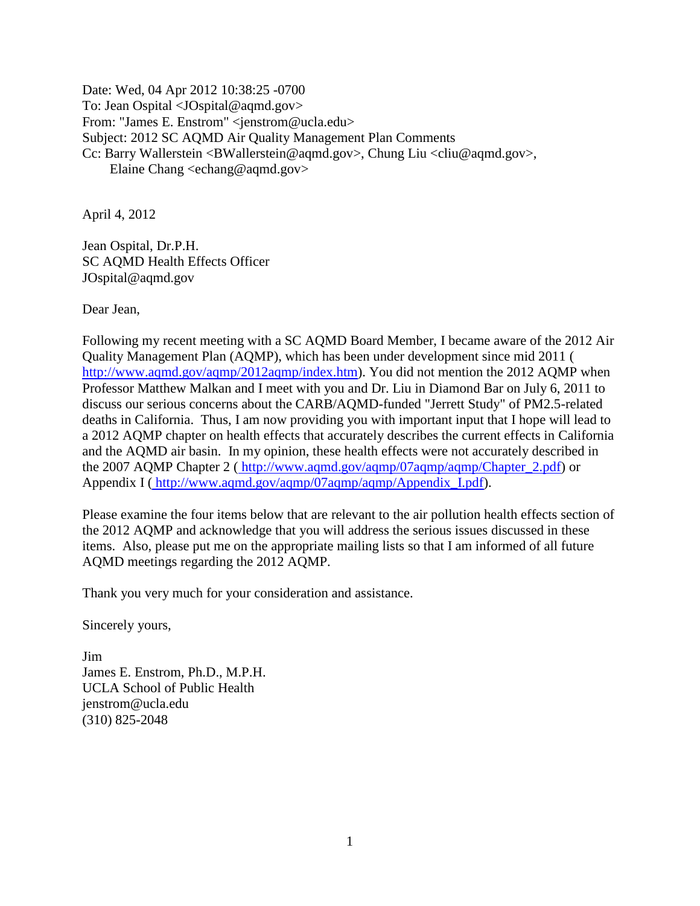Date: Wed, 04 Apr 2012 10:38:25 -0700
To: Jean Ospital <JOspital@aqmd.gov>
From: "James E. Enstrom" <jenstrom@ucla.edu>
Subject: 2012 SC AQMD Air Quality Management Plan Comments
Cc: Barry Wallerstein <BWallerstein@aqmd.gov>, Chung Liu <cliu@aqmd.gov>,
Elaine Chang <echang@aqmd.gov>

April 4, 2012

Jean Ospital, Dr.P.H.
SC AQMD Health Effects Officer
JOspital@aqmd.gov

Dear Jean,

Following my recent meeting with a SC AQMD Board Member, I became aware of the 2012 Air Quality Management Plan (AQMP), which has been under development since mid 2011 ( http://www.aqmd.gov/aqmp/2012aqmp/index.htm). You did not mention the 2012 AQMP when Professor Matthew Malkan and I meet with you and Dr. Liu in Diamond Bar on July 6, 2011 to discuss our serious concerns about the CARB/AQMD-funded "Jerrett Study" of PM2.5-related deaths in California. Thus, I am now providing you with important input that I hope will lead to a 2012 AQMP chapter on health effects that accurately describes the current effects in California and the AQMD air basin. In my opinion, these health effects were not accurately described in the 2007 AQMP Chapter 2 ( http://www.aqmd.gov/aqmp/07aqmp/aqmp/Chapter_2.pdf) or Appendix I ( http://www.aqmd.gov/aqmp/07aqmp/aqmp/Appendix_I.pdf).

Please examine the four items below that are relevant to the air pollution health effects section of the 2012 AQMP and acknowledge that you will address the serious issues discussed in these items. Also, please put me on the appropriate mailing lists so that I am informed of all future AQMD meetings regarding the 2012 AQMP.

Thank you very much for your consideration and assistance.

Sincerely yours,

Jim
James E. Enstrom, Ph.D., M.P.H.
UCLA School of Public Health
jenstrom@ucla.edu
(310) 825-2048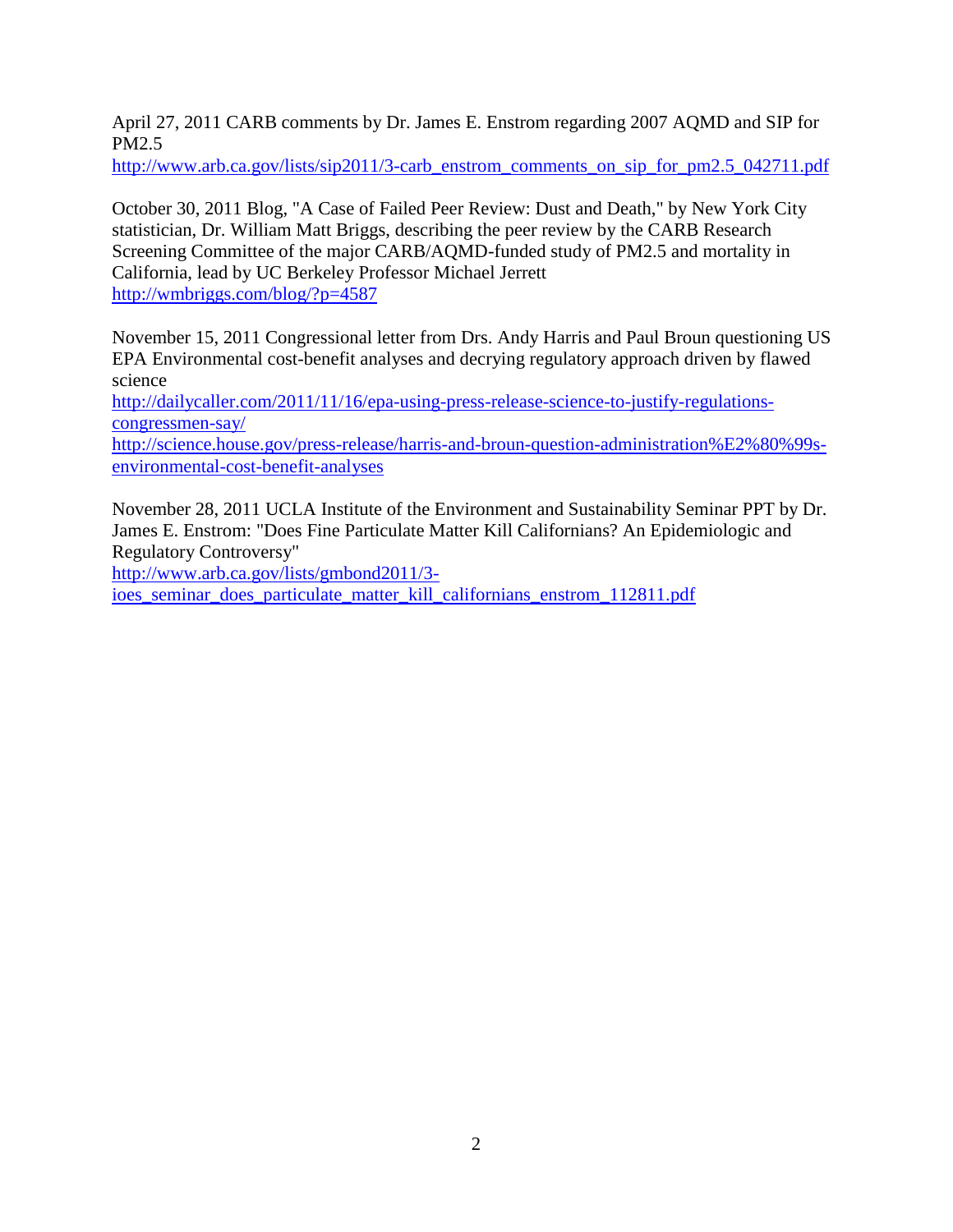April 27, 2011 CARB comments by Dr. James E. Enstrom regarding 2007 AQMD and SIP for PM2.5
http://www.arb.ca.gov/lists/sip2011/3-carb_enstrom_comments_on_sip_for_pm2.5_042711.pdf

October 30, 2011 Blog, "A Case of Failed Peer Review: Dust and Death," by New York City statistician, Dr. William Matt Briggs, describing the peer review by the CARB Research Screening Committee of the major CARB/AQMD-funded study of PM2.5 and mortality in California, lead by UC Berkeley Professor Michael Jerrett
http://wmbriggs.com/blog/?p=4587

November 15, 2011 Congressional letter from Drs. Andy Harris and Paul Broun questioning US EPA Environmental cost-benefit analyses and decrying regulatory approach driven by flawed science
http://dailycaller.com/2011/11/16/epa-using-press-release-science-to-justify-regulations-congressmen-say/
http://science.house.gov/press-release/harris-and-broun-question-administration%E2%80%99s-environmental-cost-benefit-analyses

November 28, 2011 UCLA Institute of the Environment and Sustainability Seminar PPT by Dr. James E. Enstrom: "Does Fine Particulate Matter Kill Californians? An Epidemiologic and Regulatory Controversy"
http://www.arb.ca.gov/lists/gmbond2011/3-ioes_seminar_does_particulate_matter_kill_californians_enstrom_112811.pdf